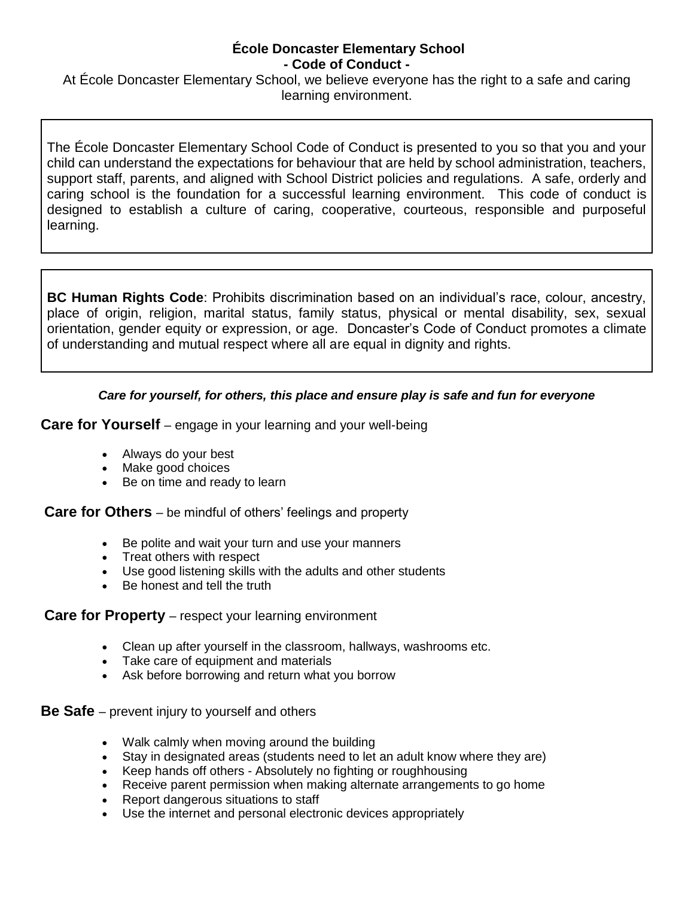# École Doncaster Elementary School
## - Code of Conduct -

At École Doncaster Elementary School, we believe everyone has the right to a safe and caring learning environment.

The École Doncaster Elementary School Code of Conduct is presented to you so that you and your child can understand the expectations for behaviour that are held by school administration, teachers, support staff, parents, and aligned with School District policies and regulations. A safe, orderly and caring school is the foundation for a successful learning environment. This code of conduct is designed to establish a culture of caring, cooperative, courteous, responsible and purposeful learning.

**BC Human Rights Code**: Prohibits discrimination based on an individual's race, colour, ancestry, place of origin, religion, marital status, family status, physical or mental disability, sex, sexual orientation, gender equity or expression, or age. Doncaster's Code of Conduct promotes a climate of understanding and mutual respect where all are equal in dignity and rights.

***Care for yourself, for others, this place and ensure play is safe and fun for everyone***

**Care for Yourself** – engage in your learning and your well-being

- Always do your best
- Make good choices
- Be on time and ready to learn

**Care for Others** – be mindful of others' feelings and property

- Be polite and wait your turn and use your manners
- Treat others with respect
- Use good listening skills with the adults and other students
- Be honest and tell the truth

**Care for Property** – respect your learning environment

- Clean up after yourself in the classroom, hallways, washrooms etc.
- Take care of equipment and materials
- Ask before borrowing and return what you borrow

**Be Safe** – prevent injury to yourself and others

- Walk calmly when moving around the building
- Stay in designated areas (students need to let an adult know where they are)
- Keep hands off others - Absolutely no fighting or roughhousing
- Receive parent permission when making alternate arrangements to go home
- Report dangerous situations to staff
- Use the internet and personal electronic devices appropriately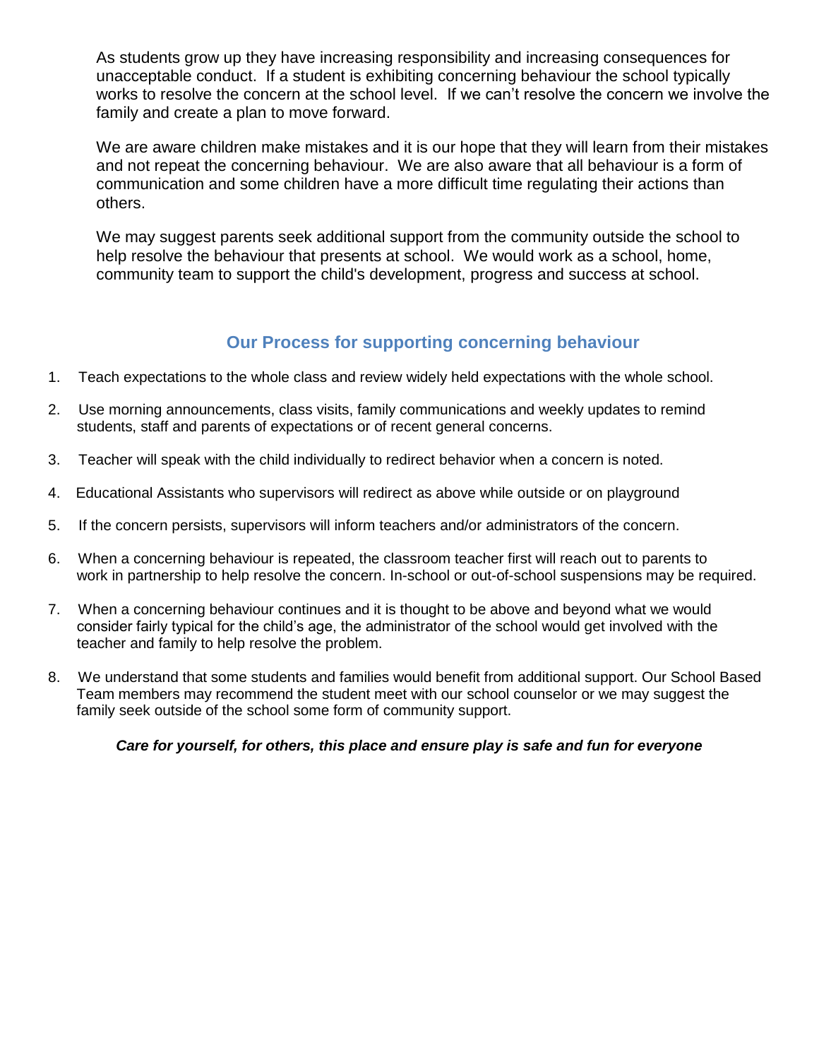As students grow up they have increasing responsibility and increasing consequences for unacceptable conduct. If a student is exhibiting concerning behaviour the school typically works to resolve the concern at the school level. If we can't resolve the concern we involve the family and create a plan to move forward.

We are aware children make mistakes and it is our hope that they will learn from their mistakes and not repeat the concerning behaviour. We are also aware that all behaviour is a form of communication and some children have a more difficult time regulating their actions than others.

We may suggest parents seek additional support from the community outside the school to help resolve the behaviour that presents at school. We would work as a school, home, community team to support the child's development, progress and success at school.

## Our Process for supporting concerning behaviour

1. Teach expectations to the whole class and review widely held expectations with the whole school.
2. Use morning announcements, class visits, family communications and weekly updates to remind students, staff and parents of expectations or of recent general concerns.
3. Teacher will speak with the child individually to redirect behavior when a concern is noted.
4. Educational Assistants who supervisors will redirect as above while outside or on playground
5. If the concern persists, supervisors will inform teachers and/or administrators of the concern.
6. When a concerning behaviour is repeated, the classroom teacher first will reach out to parents to work in partnership to help resolve the concern. In-school or out-of-school suspensions may be required.
7. When a concerning behaviour continues and it is thought to be above and beyond what we would consider fairly typical for the child's age, the administrator of the school would get involved with the teacher and family to help resolve the problem.
8. We understand that some students and families would benefit from additional support. Our School Based Team members may recommend the student meet with our school counselor or we may suggest the family seek outside of the school some form of community support.

***Care for yourself, for others, this place and ensure play is safe and fun for everyone***